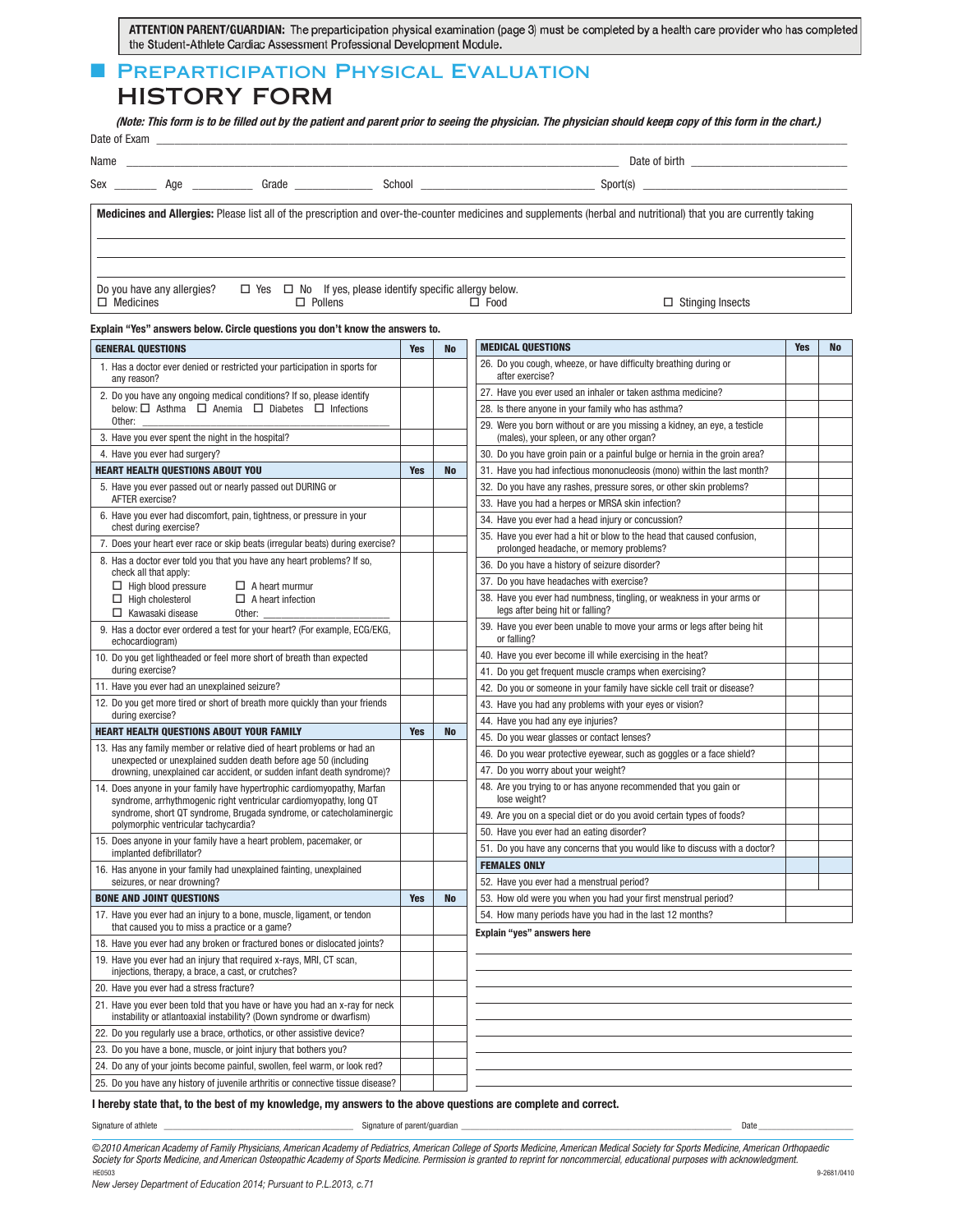**ATTENTION PARENT/GUARDIAN:** The preparticipation physical examination (page 3) must be completed by a health care provider who has completed the Student-Athlete Cardiac Assessment Professional Development Module.

# PREPARTICIPATION PHYSICAL EVALUATION HISTORY FORM

***(Note: This form is to be filled out by the patient and parent prior to seeing the physician. The physician should keep a copy of this form in the chart.)***

Date of Exam ______________________________

Name ______________________________ Date of birth ______________________________

Sex _______ Age _______ Grade _______ School ______________________________ Sport(s) ______________________________

**Medicines and Allergies:** Please list all of the prescription and over-the-counter medicines and supplements (herbal and nutritional) that you are currently taking

______________________________

______________________________

______________________________

Do you have any allergies? ☐ Yes ☐ No If yes, please identify specific allergy below.
☐ Medicines ☐ Pollens ☐ Food ☐ Stinging Insects

**Explain "Yes" answers below. Circle questions you don't know the answers to.**

| GENERAL QUESTIONS | Yes | No |
|---|---|---|
| 1. Has a doctor ever denied or restricted your participation in sports for any reason? | | |
| 2. Do you have any ongoing medical conditions? If so, please identify below: ☐ Asthma ☐ Anemia ☐ Diabetes ☐ Infections Other: ______________ | | |
| 3. Have you ever spent the night in the hospital? | | |
| 4. Have you ever had surgery? | | |
| **HEART HEALTH QUESTIONS ABOUT YOU** | **Yes** | **No** |
| 5. Have you ever passed out or nearly passed out DURING or AFTER exercise? | | |
| 6. Have you ever had discomfort, pain, tightness, or pressure in your chest during exercise? | | |
| 7. Does your heart ever race or skip beats (irregular beats) during exercise? | | |
| 8. Has a doctor ever told you that you have any heart problems? If so, check all that apply: ☐ High blood pressure ☐ A heart murmur ☐ High cholesterol ☐ A heart infection ☐ Kawasaki disease Other: ______________ | | |
| 9. Has a doctor ever ordered a test for your heart? (For example, ECG/EKG, echocardiogram) | | |
| 10. Do you get lightheaded or feel more short of breath than expected during exercise? | | |
| 11. Have you ever had an unexplained seizure? | | |
| 12. Do you get more tired or short of breath more quickly than your friends during exercise? | | |
| **HEART HEALTH QUESTIONS ABOUT YOUR FAMILY** | **Yes** | **No** |
| 13. Has any family member or relative died of heart problems or had an unexpected or unexplained sudden death before age 50 (including drowning, unexplained car accident, or sudden infant death syndrome)? | | |
| 14. Does anyone in your family have hypertrophic cardiomyopathy, Marfan syndrome, arrhythmogenic right ventricular cardiomyopathy, long QT syndrome, short QT syndrome, Brugada syndrome, or catecholaminergic polymorphic ventricular tachycardia? | | |
| 15. Does anyone in your family have a heart problem, pacemaker, or implanted defibrillator? | | |
| 16. Has anyone in your family had unexplained fainting, unexplained seizures, or near drowning? | | |
| **BONE AND JOINT QUESTIONS** | **Yes** | **No** |
| 17. Have you ever had an injury to a bone, muscle, ligament, or tendon that caused you to miss a practice or a game? | | |
| 18. Have you ever had any broken or fractured bones or dislocated joints? | | |
| 19. Have you ever had an injury that required x-rays, MRI, CT scan, injections, therapy, a brace, a cast, or crutches? | | |
| 20. Have you ever had a stress fracture? | | |
| 21. Have you ever been told that you have or have you had an x-ray for neck instability or atlantoaxial instability? (Down syndrome or dwarfism) | | |
| 22. Do you regularly use a brace, orthotics, or other assistive device? | | |
| 23. Do you have a bone, muscle, or joint injury that bothers you? | | |
| 24. Do any of your joints become painful, swollen, feel warm, or look red? | | |
| 25. Do you have any history of juvenile arthritis or connective tissue disease? | | |

| MEDICAL QUESTIONS | Yes | No |
|---|---|---|
| 26. Do you cough, wheeze, or have difficulty breathing during or after exercise? | | |
| 27. Have you ever used an inhaler or taken asthma medicine? | | |
| 28. Is there anyone in your family who has asthma? | | |
| 29. Were you born without or are you missing a kidney, an eye, a testicle (males), your spleen, or any other organ? | | |
| 30. Do you have groin pain or a painful bulge or hernia in the groin area? | | |
| 31. Have you had infectious mononucleosis (mono) within the last month? | | |
| 32. Do you have any rashes, pressure sores, or other skin problems? | | |
| 33. Have you had a herpes or MRSA skin infection? | | |
| 34. Have you ever had a head injury or concussion? | | |
| 35. Have you ever had a hit or blow to the head that caused confusion, prolonged headache, or memory problems? | | |
| 36. Do you have a history of seizure disorder? | | |
| 37. Do you have headaches with exercise? | | |
| 38. Have you ever had numbness, tingling, or weakness in your arms or legs after being hit or falling? | | |
| 39. Have you ever been unable to move your arms or legs after being hit or falling? | | |
| 40. Have you ever become ill while exercising in the heat? | | |
| 41. Do you get frequent muscle cramps when exercising? | | |
| 42. Do you or someone in your family have sickle cell trait or disease? | | |
| 43. Have you had any problems with your eyes or vision? | | |
| 44. Have you had any eye injuries? | | |
| 45. Do you wear glasses or contact lenses? | | |
| 46. Do you wear protective eyewear, such as goggles or a face shield? | | |
| 47. Do you worry about your weight? | | |
| 48. Are you trying to or has anyone recommended that you gain or lose weight? | | |
| 49. Are you on a special diet or do you avoid certain types of foods? | | |
| 50. Have you ever had an eating disorder? | | |
| 51. Do you have any concerns that you would like to discuss with a doctor? | | |
| **FEMALES ONLY** | | |
| 52. Have you ever had a menstrual period? | | |
| 53. How old were you when you had your first menstrual period? | | |
| 54. How many periods have you had in the last 12 months? | | |

**Explain "yes" answers here**

______________________________

______________________________

______________________________

______________________________

______________________________

______________________________

______________________________

______________________________

**I hereby state that, to the best of my knowledge, my answers to the above questions are complete and correct.**

Signature of athlete ______________________ Signature of parent/guardian ______________________ Date __________

*©2010 American Academy of Family Physicians, American Academy of Pediatrics, American College of Sports Medicine, American Medical Society for Sports Medicine, American Orthopaedic Society for Sports Medicine, and American Osteopathic Academy of Sports Medicine. Permission is granted to reprint for noncommercial, educational purposes with acknowledgment.*

HE0503 9-2681/0410

*New Jersey Department of Education 2014; Pursuant to P.L.2013, c.71*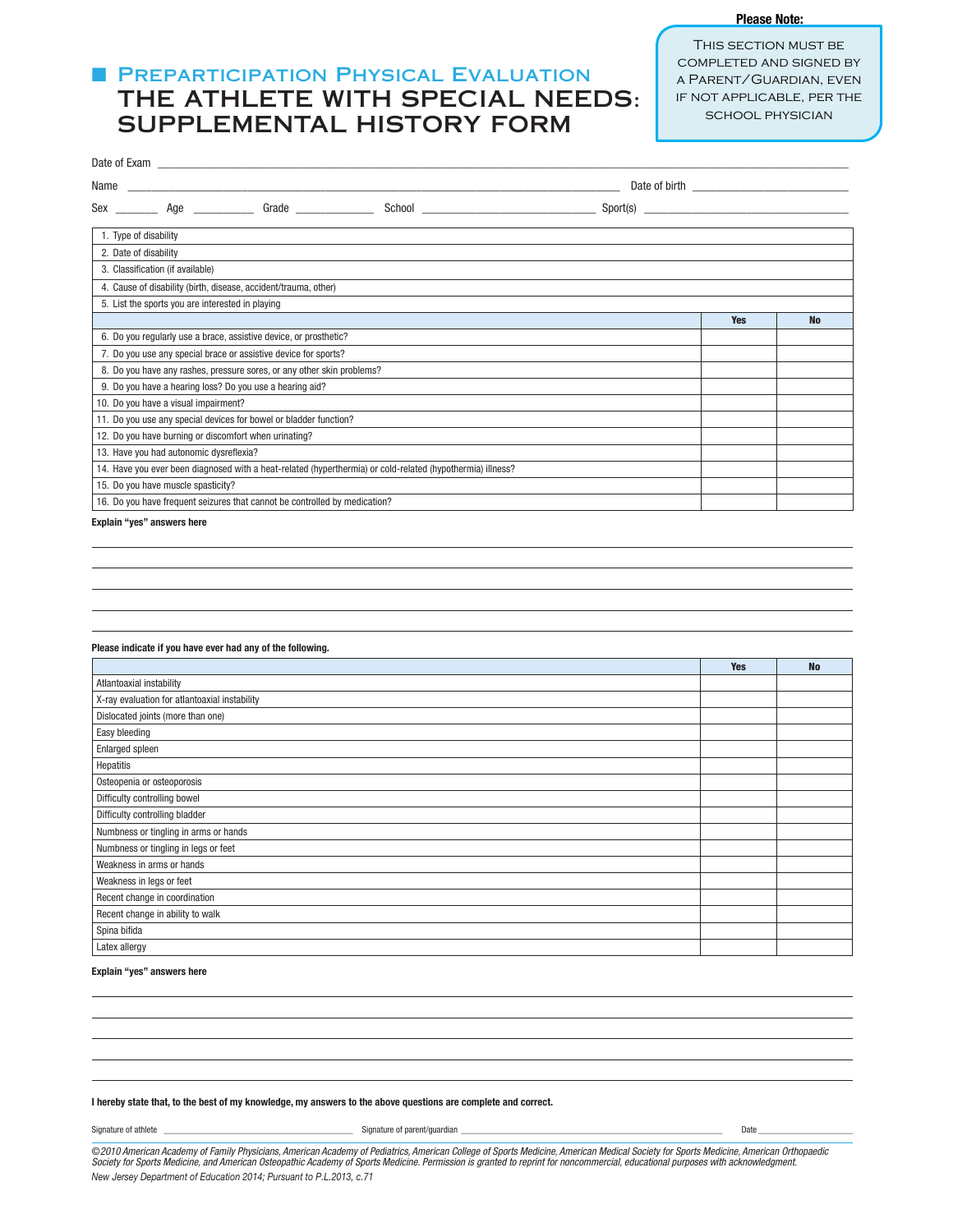**Please Note:**

This section must be completed and signed by a Parent/Guardian, even if not applicable, per the school physician

# Preparticipation Physical Evaluation

# THE ATHLETE WITH SPECIAL NEEDS: SUPPLEMENTAL HISTORY FORM

Date of Exam ______________________________

Name ______________________________ Date of birth ______________________________

Sex _______ Age _______ Grade _______ School ______________________________ Sport(s) ______________________________

| | | |
|---|---|---|
| 1. Type of disability | | |
| 2. Date of disability | | |
| 3. Classification (if available) | | |
| 4. Cause of disability (birth, disease, accident/trauma, other) | | |
| 5. List the sports you are interested in playing | | |
| | **Yes** | **No** |
| 6. Do you regularly use a brace, assistive device, or prosthetic? | | |
| 7. Do you use any special brace or assistive device for sports? | | |
| 8. Do you have any rashes, pressure sores, or any other skin problems? | | |
| 9. Do you have a hearing loss? Do you use a hearing aid? | | |
| 10. Do you have a visual impairment? | | |
| 11. Do you use any special devices for bowel or bladder function? | | |
| 12. Do you have burning or discomfort when urinating? | | |
| 13. Have you had autonomic dysreflexia? | | |
| 14. Have you ever been diagnosed with a heat-related (hyperthermia) or cold-related (hypothermia) illness? | | |
| 15. Do you have muscle spasticity? | | |
| 16. Do you have frequent seizures that cannot be controlled by medication? | | |

**Explain "yes" answers here**

______________________________

______________________________

______________________________

______________________________

**Please indicate if you have ever had any of the following.**

| | **Yes** | **No** |
|---|---|---|
| Atlantoaxial instability | | |
| X-ray evaluation for atlantoaxial instability | | |
| Dislocated joints (more than one) | | |
| Easy bleeding | | |
| Enlarged spleen | | |
| Hepatitis | | |
| Osteopenia or osteoporosis | | |
| Difficulty controlling bowel | | |
| Difficulty controlling bladder | | |
| Numbness or tingling in arms or hands | | |
| Numbness or tingling in legs or feet | | |
| Weakness in arms or hands | | |
| Weakness in legs or feet | | |
| Recent change in coordination | | |
| Recent change in ability to walk | | |
| Spina bifida | | |
| Latex allergy | | |

**Explain "yes" answers here**

______________________________

______________________________

______________________________

______________________________

**I hereby state that, to the best of my knowledge, my answers to the above questions are complete and correct.**

Signature of athlete ______________________________ Signature of parent/guardian ______________________________ Date ______________

*©2010 American Academy of Family Physicians, American Academy of Pediatrics, American College of Sports Medicine, American Medical Society for Sports Medicine, American Orthopaedic Society for Sports Medicine, and American Osteopathic Academy of Sports Medicine. Permission is granted to reprint for noncommercial, educational purposes with acknowledgment.*

*New Jersey Department of Education 2014; Pursuant to P.L.2013, c.71*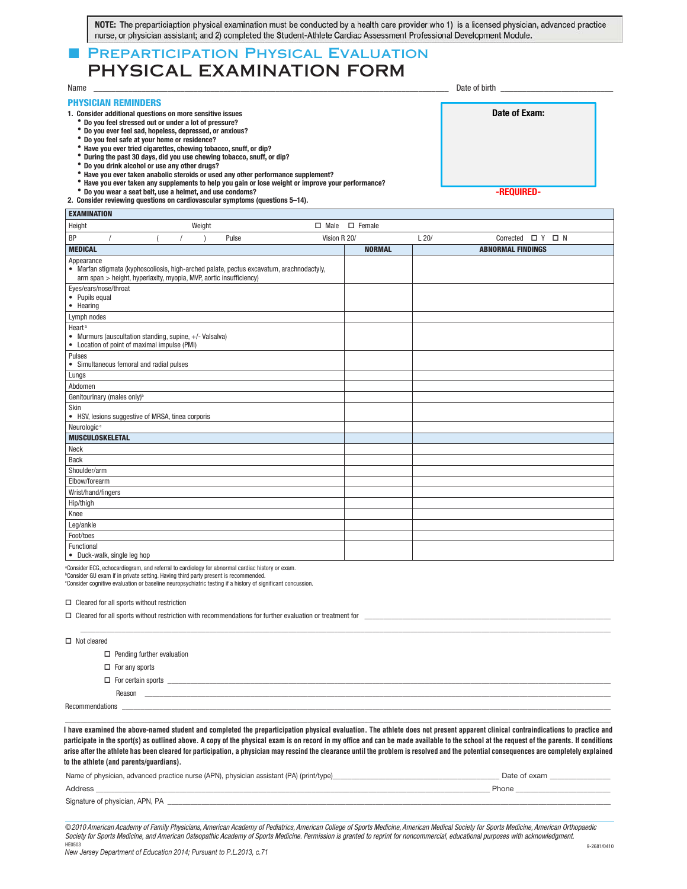**NOTE:** The preparticiaption physical examination must be conducted by a health care provider who 1) is a licensed physician, advanced practice nurse, or physician assistant; and 2) completed the Student-Athlete Cardiac Assessment Professional Development Module.

# Preparticipation Physical Evaluation

# PHYSICAL EXAMINATION FORM

Name ______________________________________________ Date of birth ____________________

**Date of Exam:**

**-REQUIRED-**

## PHYSICIAN REMINDERS

1. **Consider additional questions on more sensitive issues**
   - **Do you feel stressed out or under a lot of pressure?**
   - **Do you ever feel sad, hopeless, depressed, or anxious?**
   - **Do you feel safe at your home or residence?**
   - **Have you ever tried cigarettes, chewing tobacco, snuff, or dip?**
   - **During the past 30 days, did you use chewing tobacco, snuff, or dip?**
   - **Do you drink alcohol or use any other drugs?**
   - **Have you ever taken anabolic steroids or used any other performance supplement?**
   - **Have you ever taken any supplements to help you gain or lose weight or improve your performance?**
   - **Do you wear a seat belt, use a helmet, and use condoms?**
2. **Consider reviewing questions on cardiovascular symptoms (questions 5–14).**

| **EXAMINATION** | | | | |
|---|---|---|---|---|
| Height | Weight | ☐ Male ☐ Female | | |
| BP / ( / ) | Pulse | Vision R 20/ | L 20/ | Corrected ☐ Y ☐ N |

| **MEDICAL** | **NORMAL** | **ABNORMAL FINDINGS** |
|---|---|---|
| Appearance<br>• Marfan stigmata (kyphoscoliosis, high-arched palate, pectus excavatum, arachnodactyly, arm span > height, hyperlaxity, myopia, MVP, aortic insufficiency) | | |
| Eyes/ears/nose/throat<br>• Pupils equal<br>• Hearing | | |
| Lymph nodes | | |
| Heart[a]<br>• Murmurs (auscultation standing, supine, +/- Valsalva)<br>• Location of point of maximal impulse (PMI) | | |
| Pulses<br>• Simultaneous femoral and radial pulses | | |
| Lungs | | |
| Abdomen | | |
| Genitourinary (males only)[b] | | |
| Skin<br>• HSV, lesions suggestive of MRSA, tinea corporis | | |
| Neurologic[c] | | |
| **MUSCULOSKELETAL** | | |
| Neck | | |
| Back | | |
| Shoulder/arm | | |
| Elbow/forearm | | |
| Wrist/hand/fingers | | |
| Hip/thigh | | |
| Knee | | |
| Leg/ankle | | |
| Foot/toes | | |
| Functional<br>• Duck-walk, single leg hop | | |

[a]Consider ECG, echocardiogram, and referral to cardiology for abnormal cardiac history or exam.
[b]Consider GU exam if in private setting. Having third party present is recommended.
[c]Consider cognitive evaluation or baseline neuropsychiatric testing if a history of significant concussion.

☐ Cleared for all sports without restriction

☐ Cleared for all sports without restriction with recommendations for further evaluation or treatment for ______________________________

______________________________________________________________

☐ Not cleared

- ☐ Pending further evaluation
- ☐ For any sports
- ☐ For certain sports ______________________________________________

  Reason ______________________________________________

Recommendations ______________________________________________

**I have examined the above-named student and completed the preparticipation physical evaluation. The athlete does not present apparent clinical contraindications to practice and participate in the sport(s) as outlined above. A copy of the physical exam is on record in my office and can be made available to the school at the request of the parents. If conditions arise after the athlete has been cleared for participation, a physician may rescind the clearance until the problem is resolved and the potential consequences are completely explained to the athlete (and parents/guardians).**

Name of physician, advanced practice nurse (APN), physician assistant (PA) (print/type)______________________ Date of exam ____________

Address ______________________________________________ Phone ____________________

Signature of physician, APN, PA ______________________________________________

*©2010 American Academy of Family Physicians, American Academy of Pediatrics, American College of Sports Medicine, American Medical Society for Sports Medicine, American Orthopaedic Society for Sports Medicine, and American Osteopathic Academy of Sports Medicine. Permission is granted to reprint for noncommercial, educational purposes with acknowledgment.*

HE0503 9-2681/0410

*New Jersey Department of Education 2014; Pursuant to P.L.2013, c.71*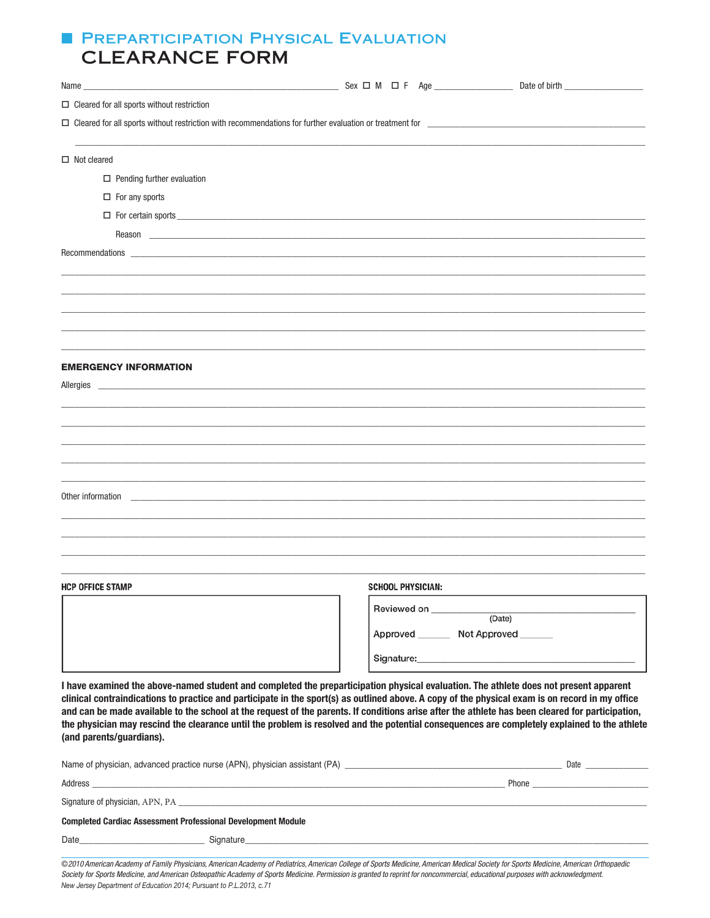# Preparticipation Physical Evaluation
## CLEARANCE FORM

Name ______________________________ Sex ☐ M ☐ F Age ____________ Date of birth ____________

☐ Cleared for all sports without restriction

☐ Cleared for all sports without restriction with recommendations for further evaluation or treatment for ______________________________

______________________________

☐ Not cleared

- ☐ Pending further evaluation
- ☐ For any sports
- ☐ For certain sports ______________________________

  Reason ______________________________

Recommendations ______________________________

______________________________

______________________________

______________________________

______________________________

______________________________

**EMERGENCY INFORMATION**

Allergies ______________________________

______________________________

______________________________

______________________________

______________________________

______________________________

Other information ______________________________

______________________________

______________________________

______________________________

______________________________

**HCP OFFICE STAMP**

**SCHOOL PHYSICIAN:**

Reviewed on ______________________________
(Date)

Approved ______ Not Approved ______

Signature:______________________________

**I have examined the above-named student and completed the preparticipation physical evaluation. The athlete does not present apparent clinical contraindications to practice and participate in the sport(s) as outlined above. A copy of the physical exam is on record in my office and can be made available to the school at the request of the parents. If conditions arise after the athlete has been cleared for participation, the physician may rescind the clearance until the problem is resolved and the potential consequences are completely explained to the athlete (and parents/guardians).**

Name of physician, advanced practice nurse (APN), physician assistant (PA) ______________________________ Date ____________

Address ______________________________ Phone ____________

Signature of physician, APN, PA ______________________________

**Completed Cardiac Assessment Professional Development Module**

Date____________ Signature______________________________

*© 2010 American Academy of Family Physicians, American Academy of Pediatrics, American College of Sports Medicine, American Medical Society for Sports Medicine, American Orthopaedic Society for Sports Medicine, and American Osteopathic Academy of Sports Medicine. Permission is granted to reprint for noncommercial, educational purposes with acknowledgment.*

*New Jersey Department of Education 2014; Pursuant to P.L.2013, c.71*